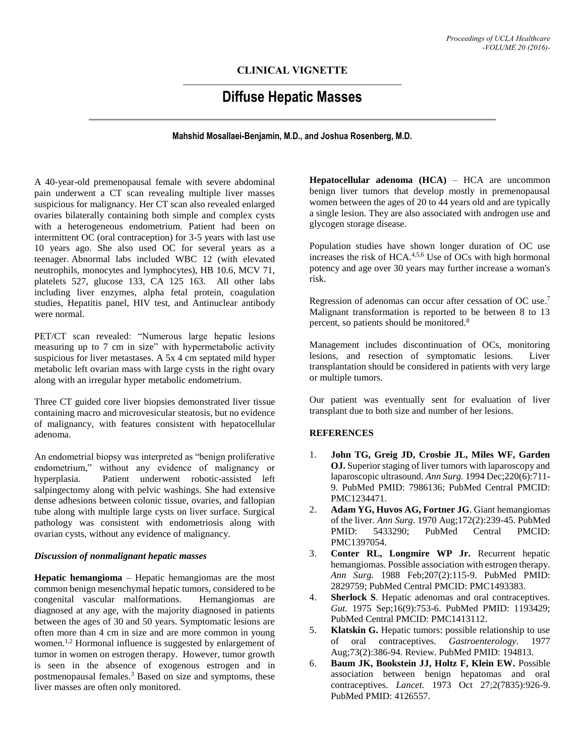## CLINICAL VIGNETTE

# Diffuse Hepatic Masses

**Mahshid Mosallaei-Benjamin, M.D., and Joshua Rosenberg, M.D.**

A 40-year-old premenopausal female with severe abdominal pain underwent a CT scan revealing multiple liver masses suspicious for malignancy. Her CT scan also revealed enlarged ovaries bilaterally containing both simple and complex cysts with a heterogeneous endometrium. Patient had been on intermittent OC (oral contraception) for 3-5 years with last use 10 years ago. She also used OC for several years as a teenager. Abnormal labs included WBC 12 (with elevated neutrophils, monocytes and lymphocytes), HB 10.6, MCV 71, platelets 527, glucose 133, CA 125 163. All other labs including liver enzymes, alpha fetal protein, coagulation studies, Hepatitis panel, HIV test, and Antinuclear antibody were normal.

PET/CT scan revealed: "Numerous large hepatic lesions measuring up to 7 cm in size" with hypermetabolic activity suspicious for liver metastases. A 5x 4 cm septated mild hyper metabolic left ovarian mass with large cysts in the right ovary along with an irregular hyper metabolic endometrium.

Three CT guided core liver biopsies demonstrated liver tissue containing macro and microvesicular steatosis, but no evidence of malignancy, with features consistent with hepatocellular adenoma.

An endometrial biopsy was interpreted as "benign proliferative endometrium," without any evidence of malignancy or hyperplasia. Patient underwent robotic-assisted left salpingectomy along with pelvic washings. She had extensive dense adhesions between colonic tissue, ovaries, and fallopian tube along with multiple large cysts on liver surface. Surgical pathology was consistent with endometriosis along with ovarian cysts, without any evidence of malignancy.

### *Discussion of nonmalignant hepatic masses*

**Hepatic hemangioma** – Hepatic hemangiomas are the most common benign mesenchymal hepatic tumors, considered to be congenital vascular malformations. Hemangiomas are diagnosed at any age, with the majority diagnosed in patients between the ages of 30 and 50 years. Symptomatic lesions are often more than 4 cm in size and are more common in young women.[1,2] Hormonal influence is suggested by enlargement of tumor in women on estrogen therapy. However, tumor growth is seen in the absence of exogenous estrogen and in postmenopausal females.[3] Based on size and symptoms, these liver masses are often only monitored.

**Hepatocellular adenoma (HCA)** – HCA are uncommon benign liver tumors that develop mostly in premenopausal women between the ages of 20 to 44 years old and are typically a single lesion. They are also associated with androgen use and glycogen storage disease.

Population studies have shown longer duration of OC use increases the risk of HCA.[4,5,6] Use of OCs with high hormonal potency and age over 30 years may further increase a woman's risk.

Regression of adenomas can occur after cessation of OC use.[7] Malignant transformation is reported to be between 8 to 13 percent, so patients should be monitored.[8]

Management includes discontinuation of OCs, monitoring lesions, and resection of symptomatic lesions. Liver transplantation should be considered in patients with very large or multiple tumors.

Our patient was eventually sent for evaluation of liver transplant due to both size and number of her lesions.

### REFERENCES

1. **John TG, Greig JD, Crosbie JL, Miles WF, Garden OJ.** Superior staging of liver tumors with laparoscopy and laparoscopic ultrasound. *Ann Surg.* 1994 Dec;220(6):711-9. PubMed PMID: 7986136; PubMed Central PMCID: PMC1234471.
2. **Adam YG, Huvos AG, Fortner JG**. Giant hemangiomas of the liver. *Ann Surg*. 1970 Aug;172(2):239-45. PubMed PMID: 5433290; PubMed Central PMCID: PMC1397054.
3. **Conter RL, Longmire WP Jr.** Recurrent hepatic hemangiomas. Possible association with estrogen therapy. *Ann Surg.* 1988 Feb;207(2):115-9. PubMed PMID: 2829759; PubMed Central PMCID: PMC1493383.
4. **Sherlock S**. Hepatic adenomas and oral contraceptives. *Gut*. 1975 Sep;16(9):753-6. PubMed PMID: 1193429; PubMed Central PMCID: PMC1413112.
5. **Klatskin G.** Hepatic tumors: possible relationship to use of oral contraceptives. *Gastroenterology*. 1977 Aug;73(2):386-94. Review. PubMed PMID: 194813.
6. **Baum JK, Bookstein JJ, Holtz F, Klein EW.** Possible association between benign hepatomas and oral contraceptives. *Lancet.* 1973 Oct 27;2(7835):926-9. PubMed PMID: 4126557.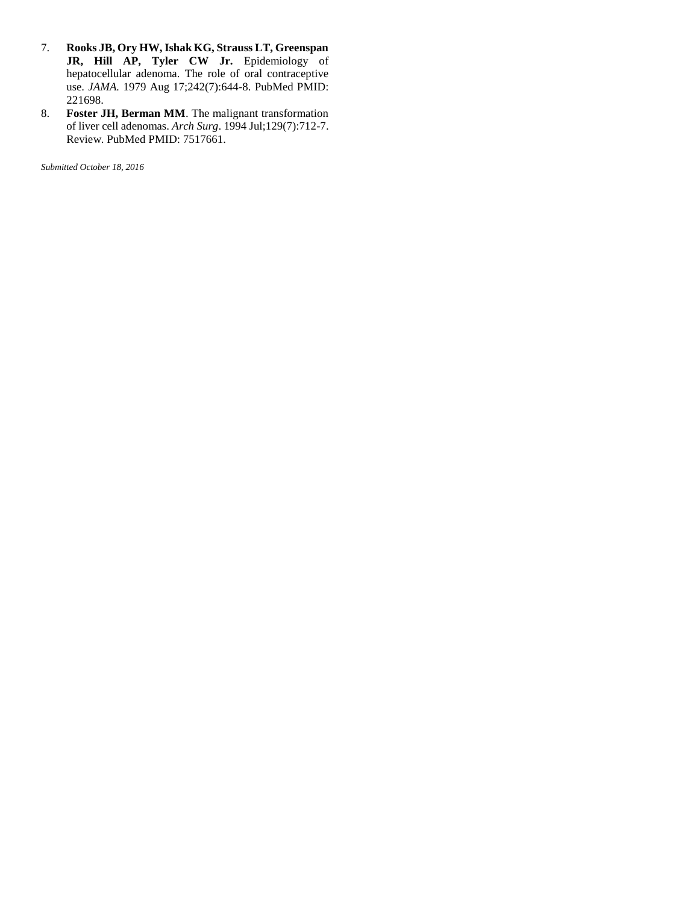7. **Rooks JB, Ory HW, Ishak KG, Strauss LT, Greenspan JR, Hill AP, Tyler CW Jr.** Epidemiology of hepatocellular adenoma. The role of oral contraceptive use. *JAMA.* 1979 Aug 17;242(7):644-8. PubMed PMID: 221698.
8. **Foster JH, Berman MM**. The malignant transformation of liver cell adenomas. *Arch Surg*. 1994 Jul;129(7):712-7. Review. PubMed PMID: 7517661.

*Submitted October 18, 2016*